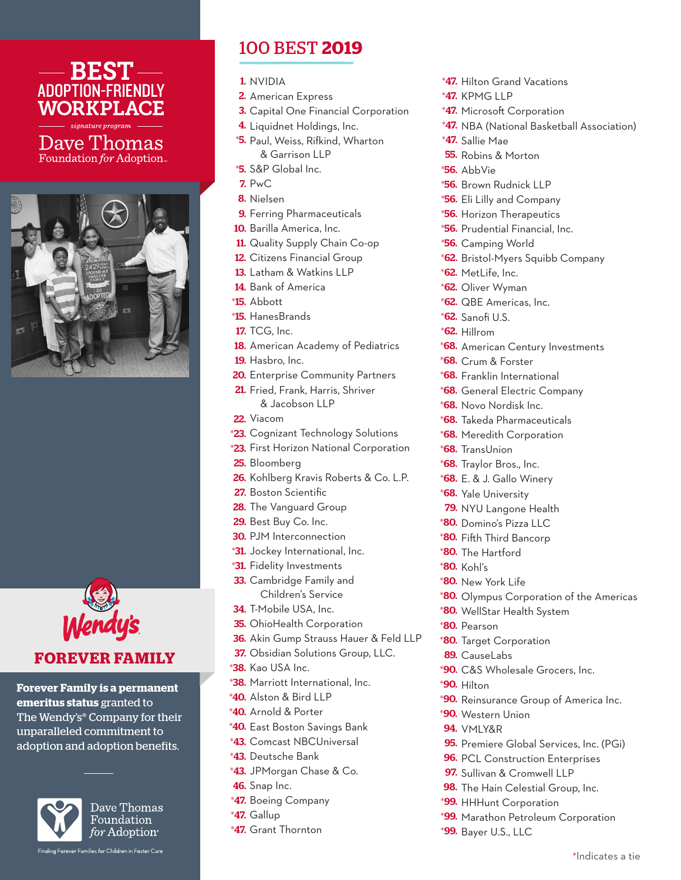# BEST ADOPTION-FRIENDLY WORKPLACE

*signature program*

Dave Thomas Foundation *for* Adoption

## FOREVER FAMILY

**Forever Family is a permanent emeritus status** granted to The Wendy's® Company for their unparalleled commitment to adoption and adoption benefits.

Dave Thomas Foundation *for* Adoption®

Finding Forever Families for Children in Foster Care

# 100 BEST **2019**

1. NVIDIA
2. American Express
3. Capital One Financial Corporation
4. Liquidnet Holdings, Inc.
*5. Paul, Weiss, Rifkind, Wharton & Garrison LLP
*5. S&P Global Inc.
7. PwC
8. Nielsen
9. Ferring Pharmaceuticals
10. Barilla America, Inc.
11. Quality Supply Chain Co-op
12. Citizens Financial Group
13. Latham & Watkins LLP
14. Bank of America
*15. Abbott
*15. HanesBrands
17. TCG, Inc.
18. American Academy of Pediatrics
19. Hasbro, Inc.
20. Enterprise Community Partners
21. Fried, Frank, Harris, Shriver & Jacobson LLP
22. Viacom
*23. Cognizant Technology Solutions
*23. First Horizon National Corporation
25. Bloomberg
26. Kohlberg Kravis Roberts & Co. L.P.
27. Boston Scientific
28. The Vanguard Group
29. Best Buy Co. Inc.
30. PJM Interconnection
*31. Jockey International, Inc.
*31. Fidelity Investments
33. Cambridge Family and Children's Service
34. T-Mobile USA, Inc.
35. OhioHealth Corporation
36. Akin Gump Strauss Hauer & Feld LLP
37. Obsidian Solutions Group, LLC.
*38. Kao USA Inc.
*38. Marriott International, Inc.
*40. Alston & Bird LLP
*40. Arnold & Porter
*40. East Boston Savings Bank
*43. Comcast NBCUniversal
*43. Deutsche Bank
*43. JPMorgan Chase & Co.
46. Snap Inc.
*47. Boeing Company
*47. Gallup
*47. Grant Thornton
*47. Hilton Grand Vacations
*47. KPMG LLP
*47. Microsoft Corporation
*47. NBA (National Basketball Association)
*47. Sallie Mae
55. Robins & Morton
*56. AbbVie
*56. Brown Rudnick LLP
*56. Eli Lilly and Company
*56. Horizon Therapeutics
*56. Prudential Financial, Inc.
*56. Camping World
*62. Bristol-Myers Squibb Company
*62. MetLife, Inc.
*62. Oliver Wyman
*62. QBE Americas, Inc.
*62. Sanofi U.S.
*62. Hillrom
*68. American Century Investments
*68. Crum & Forster
*68. Franklin International
*68. General Electric Company
*68. Novo Nordisk Inc.
*68. Takeda Pharmaceuticals
*68. Meredith Corporation
*68. TransUnion
*68. Traylor Bros., Inc.
*68. E. & J. Gallo Winery
*68. Yale University
79. NYU Langone Health
*80. Domino's Pizza LLC
*80. Fifth Third Bancorp
*80. The Hartford
*80. Kohl's
*80. New York Life
*80. Olympus Corporation of the Americas
*80. WellStar Health System
*80. Pearson
*80. Target Corporation
89. CauseLabs
*90. C&S Wholesale Grocers, Inc.
*90. Hilton
*90. Reinsurance Group of America Inc.
*90. Western Union
94. VMLY&R
95. Premiere Global Services, Inc. (PGi)
96. PCL Construction Enterprises
97. Sullivan & Cromwell LLP
98. The Hain Celestial Group, Inc.
*99. HHHunt Corporation
*99. Marathon Petroleum Corporation
*99. Bayer U.S., LLC

*Indicates a tie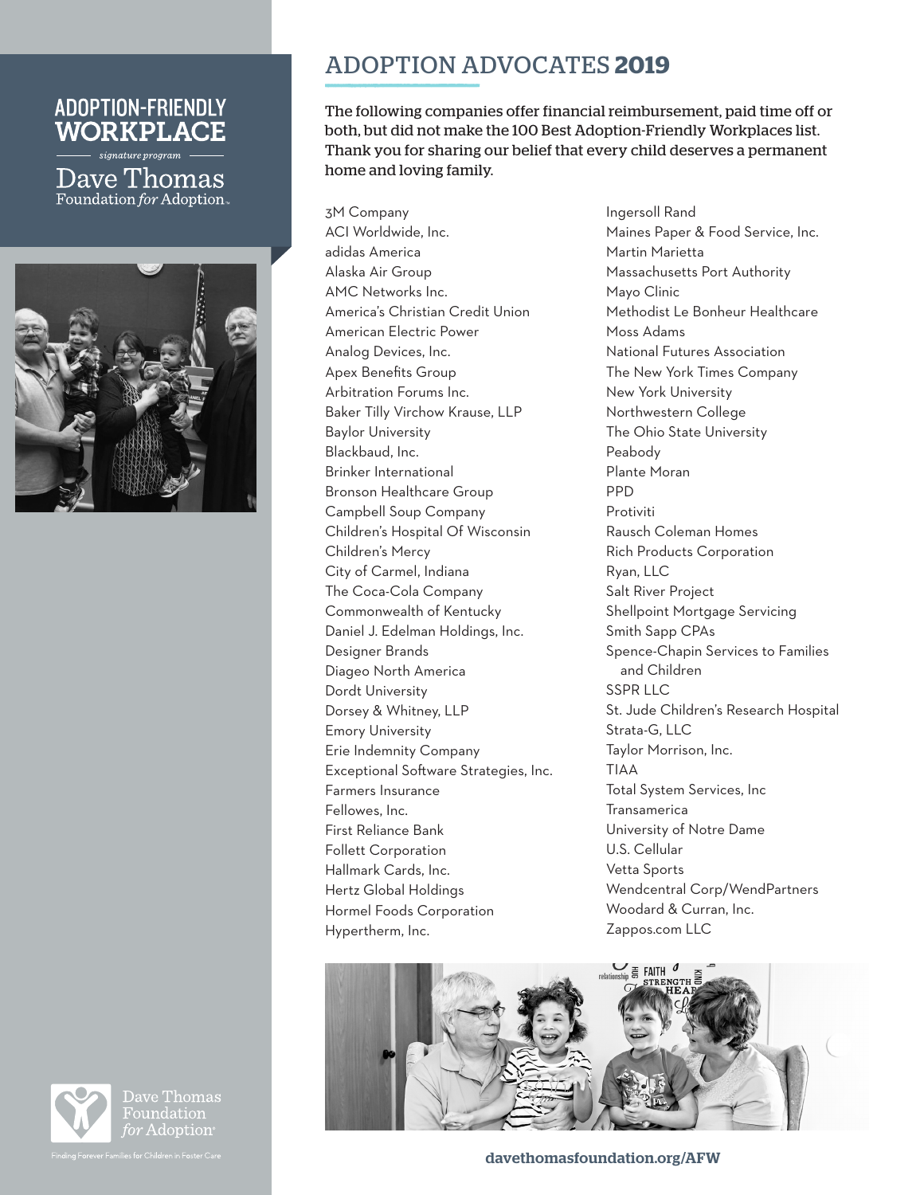ADOPTION-FRIENDLY WORKPLACE

*signature program*

Dave Thomas Foundation *for* Adoption

# ADOPTION ADVOCATES **2019**

The following companies offer financial reimbursement, paid time off or both, but did not make the 100 Best Adoption-Friendly Workplaces list. Thank you for sharing our belief that every child deserves a permanent home and loving family.

3M Company
ACI Worldwide, Inc.
adidas America
Alaska Air Group
AMC Networks Inc.
America's Christian Credit Union
American Electric Power
Analog Devices, Inc.
Apex Benefits Group
Arbitration Forums Inc.
Baker Tilly Virchow Krause, LLP
Baylor University
Blackbaud, Inc.
Brinker International
Bronson Healthcare Group
Campbell Soup Company
Children's Hospital Of Wisconsin
Children's Mercy
City of Carmel, Indiana
The Coca-Cola Company
Commonwealth of Kentucky
Daniel J. Edelman Holdings, Inc.
Designer Brands
Diageo North America
Dordt University
Dorsey & Whitney, LLP
Emory University
Erie Indemnity Company
Exceptional Software Strategies, Inc.
Farmers Insurance
Fellowes, Inc.
First Reliance Bank
Follett Corporation
Hallmark Cards, Inc.
Hertz Global Holdings
Hormel Foods Corporation
Hypertherm, Inc.
Ingersoll Rand
Maines Paper & Food Service, Inc.
Martin Marietta
Massachusetts Port Authority
Mayo Clinic
Methodist Le Bonheur Healthcare
Moss Adams
National Futures Association
The New York Times Company
New York University
Northwestern College
The Ohio State University
Peabody
Plante Moran
PPD
Protiviti
Rausch Coleman Homes
Rich Products Corporation
Ryan, LLC
Salt River Project
Shellpoint Mortgage Servicing
Smith Sapp CPAs
Spence-Chapin Services to Families and Children
SSPR LLC
St. Jude Children's Research Hospital
Strata-G, LLC
Taylor Morrison, Inc.
TIAA
Total System Services, Inc
Transamerica
University of Notre Dame
U.S. Cellular
Vetta Sports
Wendcentral Corp/WendPartners
Woodard & Curran, Inc.
Zappos.com LLC

Dave Thomas Foundation *for* Adoption

Finding Forever Families for Children in Foster Care

davethomasfoundation.org/AFW